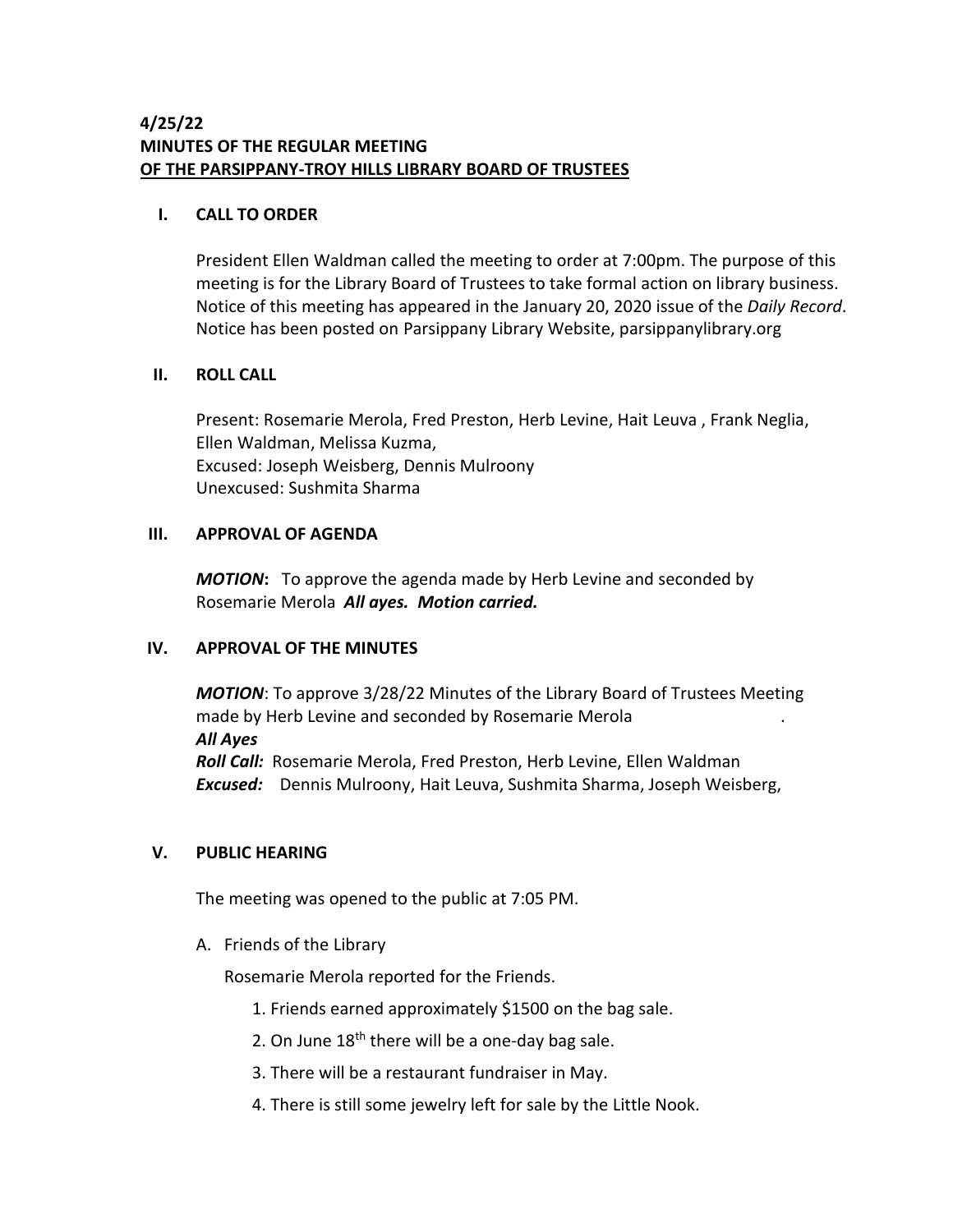**4/25/22**
**MINUTES OF THE REGULAR MEETING**
**OF THE PARSIPPANY-TROY HILLS LIBRARY BOARD OF TRUSTEES**

## I. CALL TO ORDER

President Ellen Waldman called the meeting to order at 7:00pm. The purpose of this meeting is for the Library Board of Trustees to take formal action on library business. Notice of this meeting has appeared in the January 20, 2020 issue of the *Daily Record*. Notice has been posted on Parsippany Library Website, parsippanylibrary.org

## II. ROLL CALL

Present: Rosemarie Merola, Fred Preston, Herb Levine, Hait Leuva , Frank Neglia, Ellen Waldman, Melissa Kuzma,
Excused: Joseph Weisberg, Dennis Mulroony
Unexcused: Sushmita Sharma

## III. APPROVAL OF AGENDA

***MOTION*:** To approve the agenda made by Herb Levine and seconded by Rosemarie Merola ***All ayes. Motion carried.***

## IV. APPROVAL OF THE MINUTES

***MOTION***: To approve 3/28/22 Minutes of the Library Board of Trustees Meeting made by Herb Levine and seconded by Rosemarie Merola .
***All Ayes***
***Roll Call:*** Rosemarie Merola, Fred Preston, Herb Levine, Ellen Waldman
***Excused:*** Dennis Mulroony, Hait Leuva, Sushmita Sharma, Joseph Weisberg,

## V. PUBLIC HEARING

The meeting was opened to the public at 7:05 PM.

A. Friends of the Library

Rosemarie Merola reported for the Friends.

1. Friends earned approximately $1500 on the bag sale.
2. On June 18th there will be a one-day bag sale.
3. There will be a restaurant fundraiser in May.
4. There is still some jewelry left for sale by the Little Nook.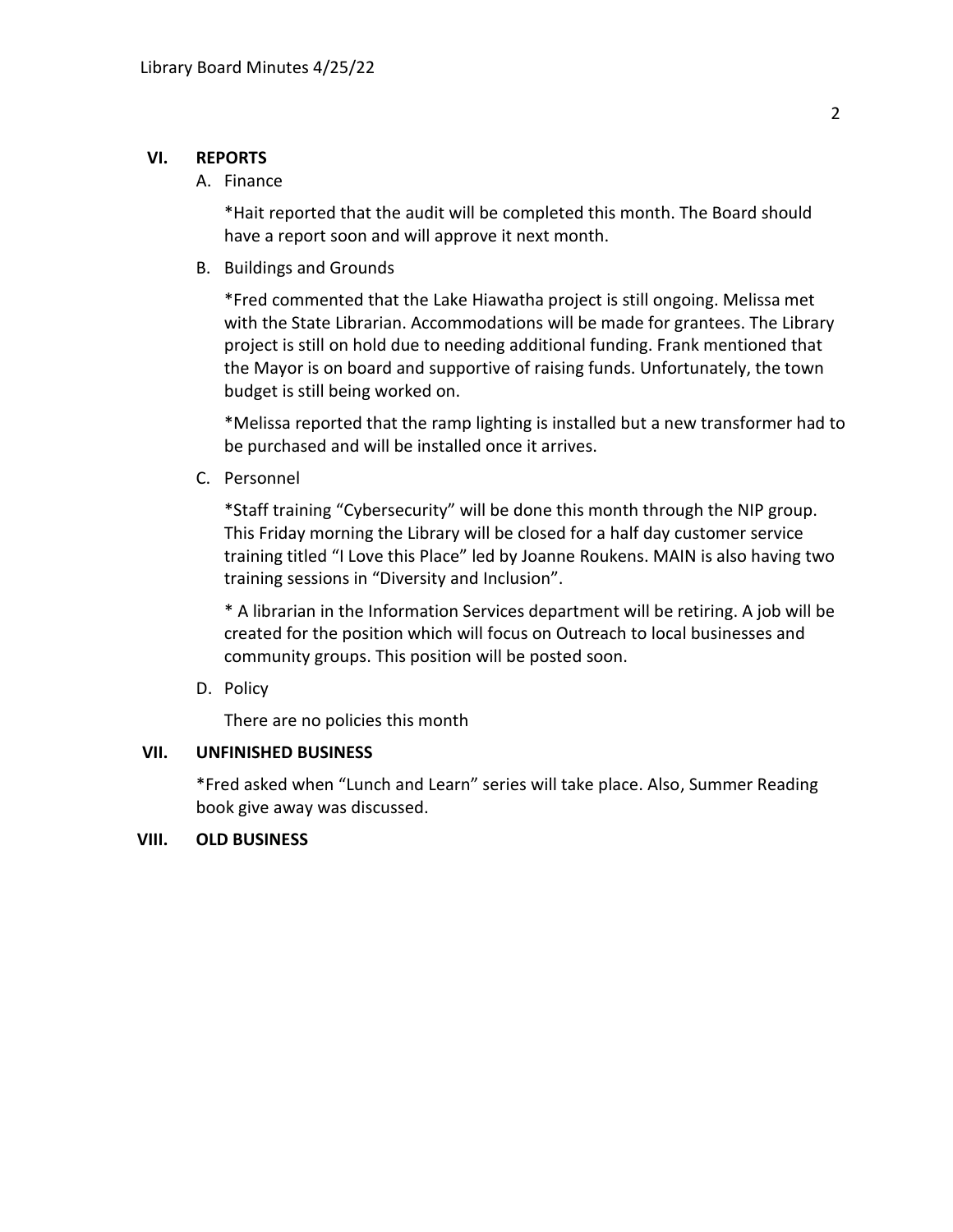## VI. REPORTS

A. Finance

*Hait reported that the audit will be completed this month. The Board should have a report soon and will approve it next month.

B. Buildings and Grounds

*Fred commented that the Lake Hiawatha project is still ongoing. Melissa met with the State Librarian. Accommodations will be made for grantees. The Library project is still on hold due to needing additional funding. Frank mentioned that the Mayor is on board and supportive of raising funds. Unfortunately, the town budget is still being worked on.

*Melissa reported that the ramp lighting is installed but a new transformer had to be purchased and will be installed once it arrives.

C. Personnel

*Staff training "Cybersecurity" will be done this month through the NIP group. This Friday morning the Library will be closed for a half day customer service training titled "I Love this Place" led by Joanne Roukens. MAIN is also having two training sessions in "Diversity and Inclusion".

* A librarian in the Information Services department will be retiring. A job will be created for the position which will focus on Outreach to local businesses and community groups. This position will be posted soon.

D. Policy

There are no policies this month

## VII. UNFINISHED BUSINESS

*Fred asked when "Lunch and Learn" series will take place. Also, Summer Reading book give away was discussed.

## VIII. OLD BUSINESS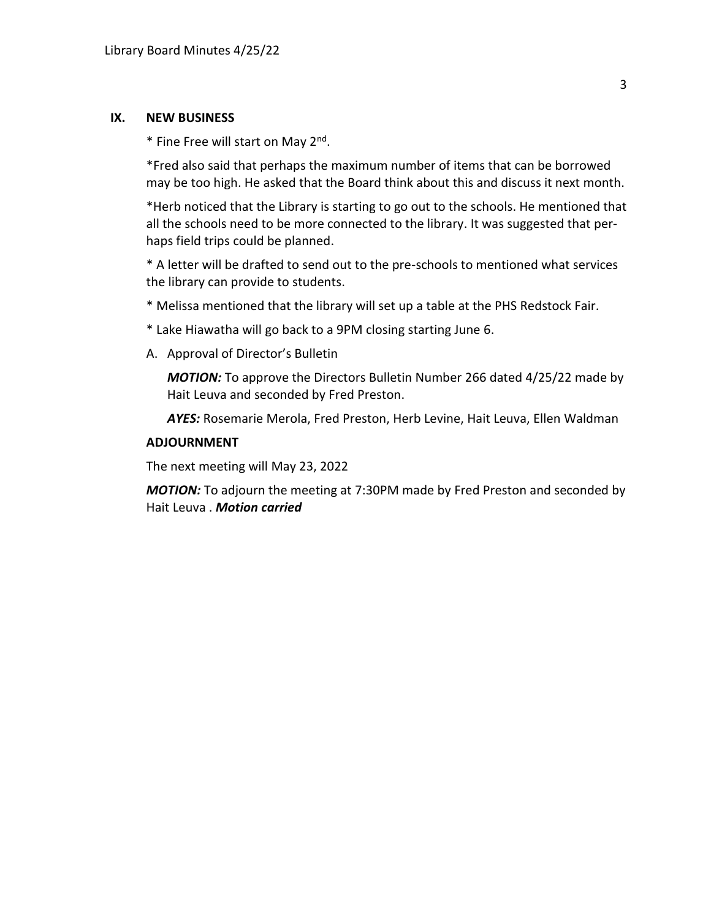## IX. NEW BUSINESS

* Fine Free will start on May 2nd.

*Fred also said that perhaps the maximum number of items that can be borrowed may be too high. He asked that the Board think about this and discuss it next month.

*Herb noticed that the Library is starting to go out to the schools. He mentioned that all the schools need to be more connected to the library. It was suggested that perhaps field trips could be planned.

* A letter will be drafted to send out to the pre-schools to mentioned what services the library can provide to students.

* Melissa mentioned that the library will set up a table at the PHS Redstock Fair.

* Lake Hiawatha will go back to a 9PM closing starting June 6.

A. Approval of Director's Bulletin

***MOTION:*** To approve the Directors Bulletin Number 266 dated 4/25/22 made by Hait Leuva and seconded by Fred Preston.

***AYES:*** Rosemarie Merola, Fred Preston, Herb Levine, Hait Leuva, Ellen Waldman

**ADJOURNMENT**

The next meeting will May 23, 2022

***MOTION:*** To adjourn the meeting at 7:30PM made by Fred Preston and seconded by Hait Leuva . ***Motion carried***